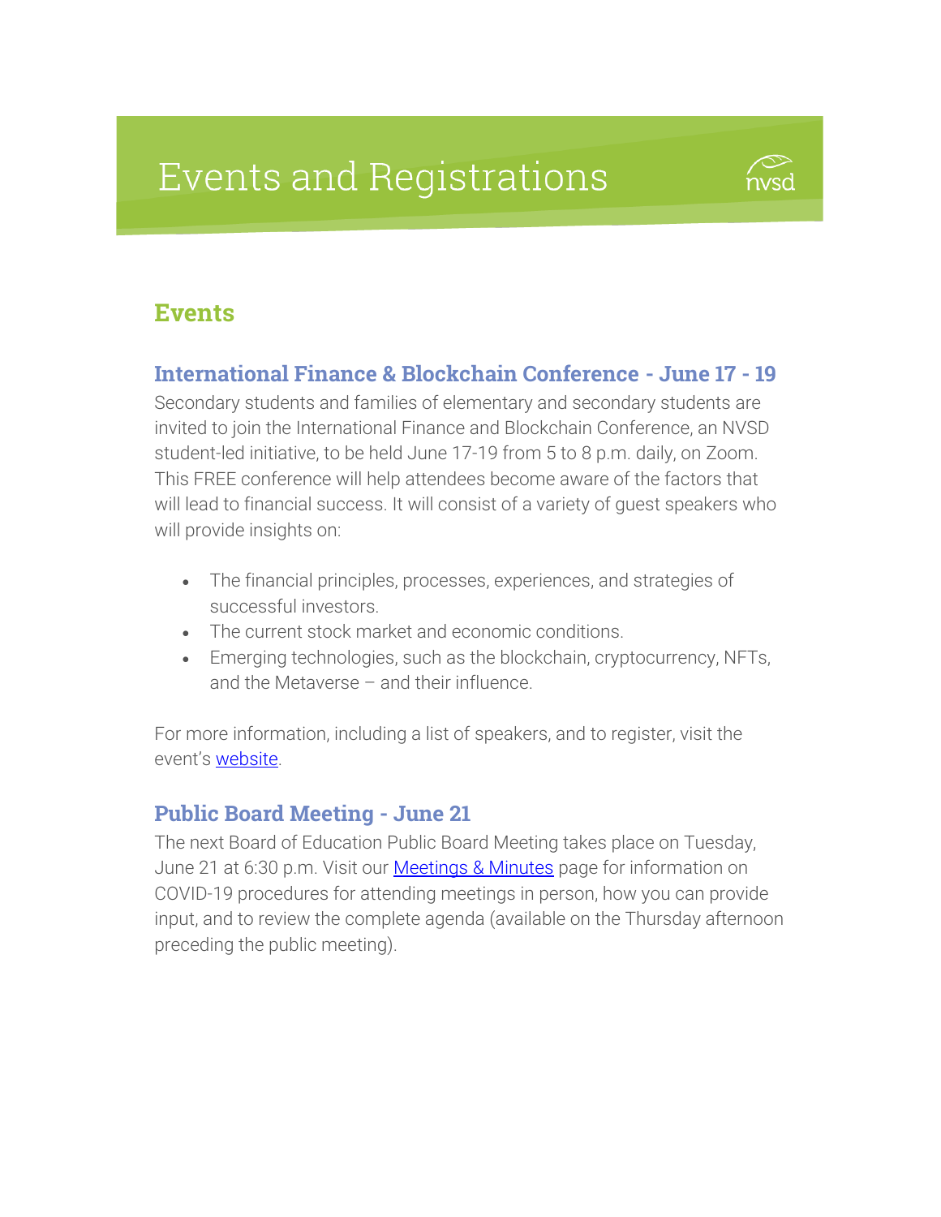# Events and Registrations

## Events

### International Finance & Blockchain Conference - June 17 - 19

Secondary students and families of elementary and secondary students are invited to join the International Finance and Blockchain Conference, an NVSD student-led initiative, to be held June 17-19 from 5 to 8 p.m. daily, on Zoom. This FREE conference will help attendees become aware of the factors that will lead to financial success. It will consist of a variety of guest speakers who will provide insights on:

- The financial principles, processes, experiences, and strategies of successful investors.
- The current stock market and economic conditions.
- Emerging technologies, such as the blockchain, cryptocurrency, NFTs, and the Metaverse – and their influence.

For more information, including a list of speakers, and to register, visit the event's website.

### Public Board Meeting - June 21

The next Board of Education Public Board Meeting takes place on Tuesday, June 21 at 6:30 p.m. Visit our Meetings & Minutes page for information on COVID-19 procedures for attending meetings in person, how you can provide input, and to review the complete agenda (available on the Thursday afternoon preceding the public meeting).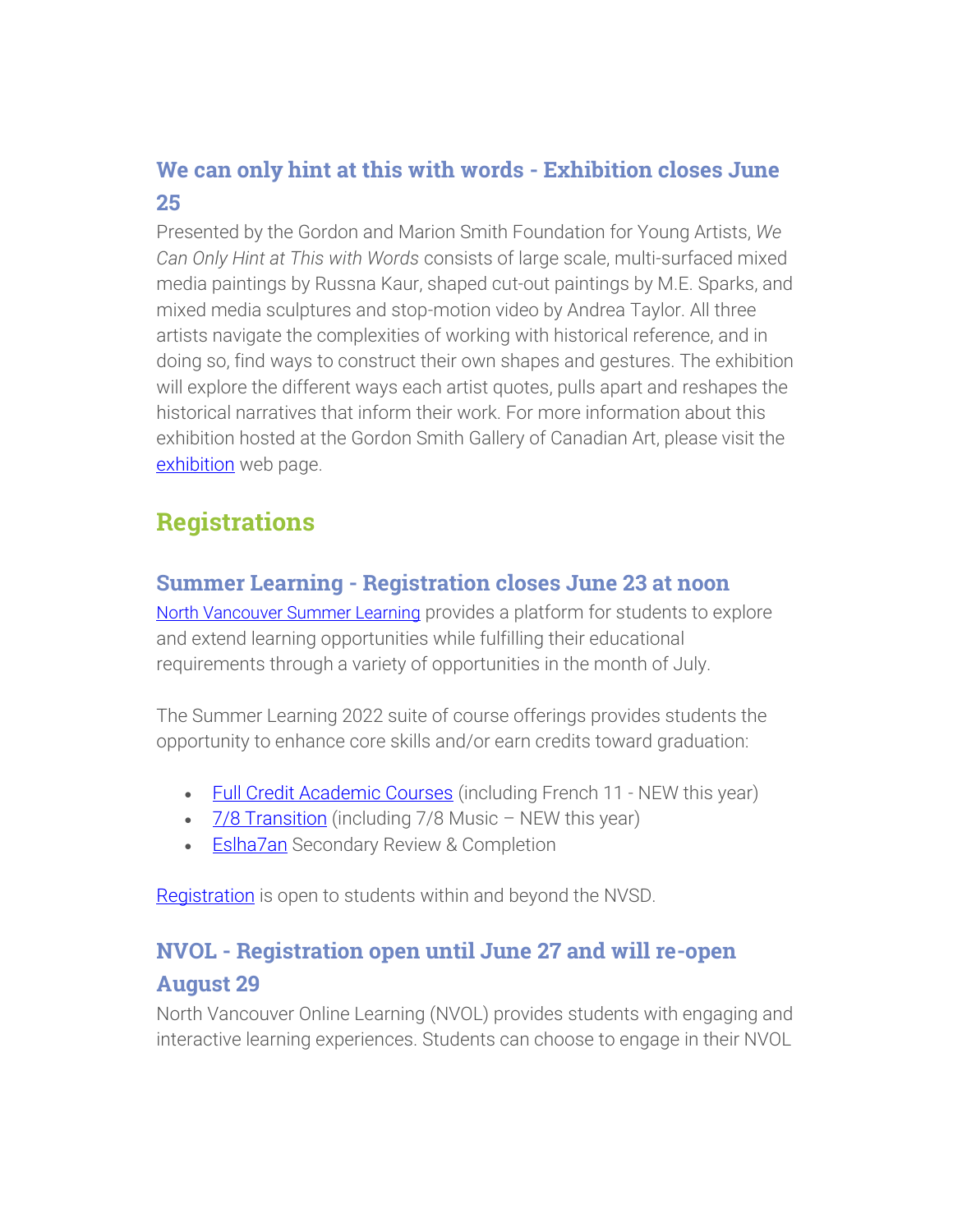### We can only hint at this with words - Exhibition closes June 25

Presented by the Gordon and Marion Smith Foundation for Young Artists, *We Can Only Hint at This with Words* consists of large scale, multi-surfaced mixed media paintings by Russna Kaur, shaped cut-out paintings by M.E. Sparks, and mixed media sculptures and stop-motion video by Andrea Taylor. All three artists navigate the complexities of working with historical reference, and in doing so, find ways to construct their own shapes and gestures. The exhibition will explore the different ways each artist quotes, pulls apart and reshapes the historical narratives that inform their work. For more information about this exhibition hosted at the Gordon Smith Gallery of Canadian Art, please visit the exhibition web page.

## Registrations

### Summer Learning - Registration closes June 23 at noon

North Vancouver Summer Learning provides a platform for students to explore and extend learning opportunities while fulfilling their educational requirements through a variety of opportunities in the month of July.

The Summer Learning 2022 suite of course offerings provides students the opportunity to enhance core skills and/or earn credits toward graduation:

- Full Credit Academic Courses (including French 11 - NEW this year)
- 7/8 Transition (including 7/8 Music – NEW this year)
- Eslha7an Secondary Review & Completion

Registration is open to students within and beyond the NVSD.

### NVOL - Registration open until June 27 and will re-open August 29

North Vancouver Online Learning (NVOL) provides students with engaging and interactive learning experiences. Students can choose to engage in their NVOL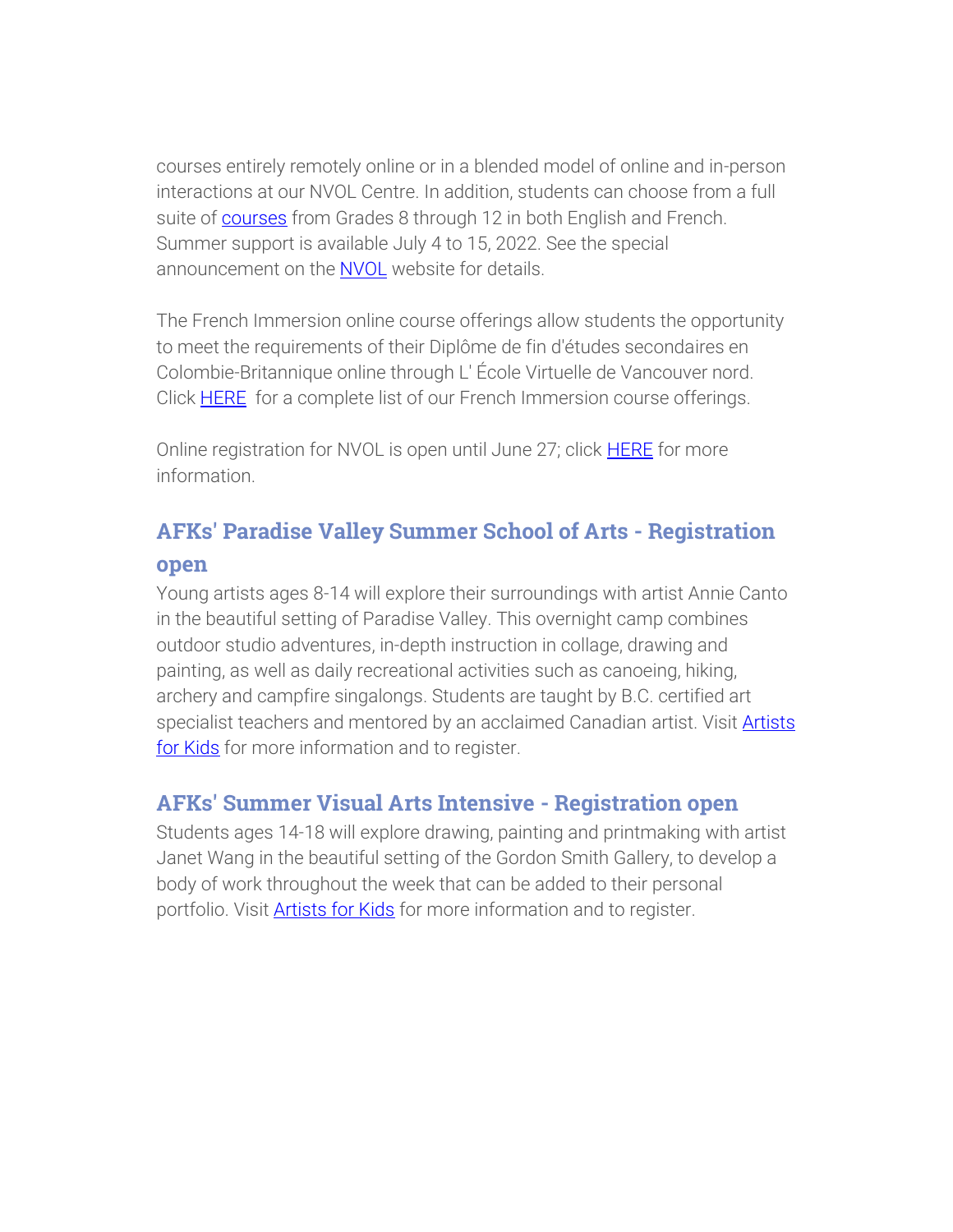courses entirely remotely online or in a blended model of online and in-person interactions at our NVOL Centre. In addition, students can choose from a full suite of courses from Grades 8 through 12 in both English and French. Summer support is available July 4 to 15, 2022. See the special announcement on the NVOL website for details.

The French Immersion online course offerings allow students the opportunity to meet the requirements of their Diplôme de fin d'études secondaires en Colombie-Britannique online through L' École Virtuelle de Vancouver nord. Click HERE for a complete list of our French Immersion course offerings.

Online registration for NVOL is open until June 27; click HERE for more information.

## AFKs' Paradise Valley Summer School of Arts - Registration open

Young artists ages 8-14 will explore their surroundings with artist Annie Canto in the beautiful setting of Paradise Valley. This overnight camp combines outdoor studio adventures, in-depth instruction in collage, drawing and painting, as well as daily recreational activities such as canoeing, hiking, archery and campfire singalongs. Students are taught by B.C. certified art specialist teachers and mentored by an acclaimed Canadian artist. Visit Artists for Kids for more information and to register.

## AFKs' Summer Visual Arts Intensive - Registration open

Students ages 14-18 will explore drawing, painting and printmaking with artist Janet Wang in the beautiful setting of the Gordon Smith Gallery, to develop a body of work throughout the week that can be added to their personal portfolio. Visit Artists for Kids for more information and to register.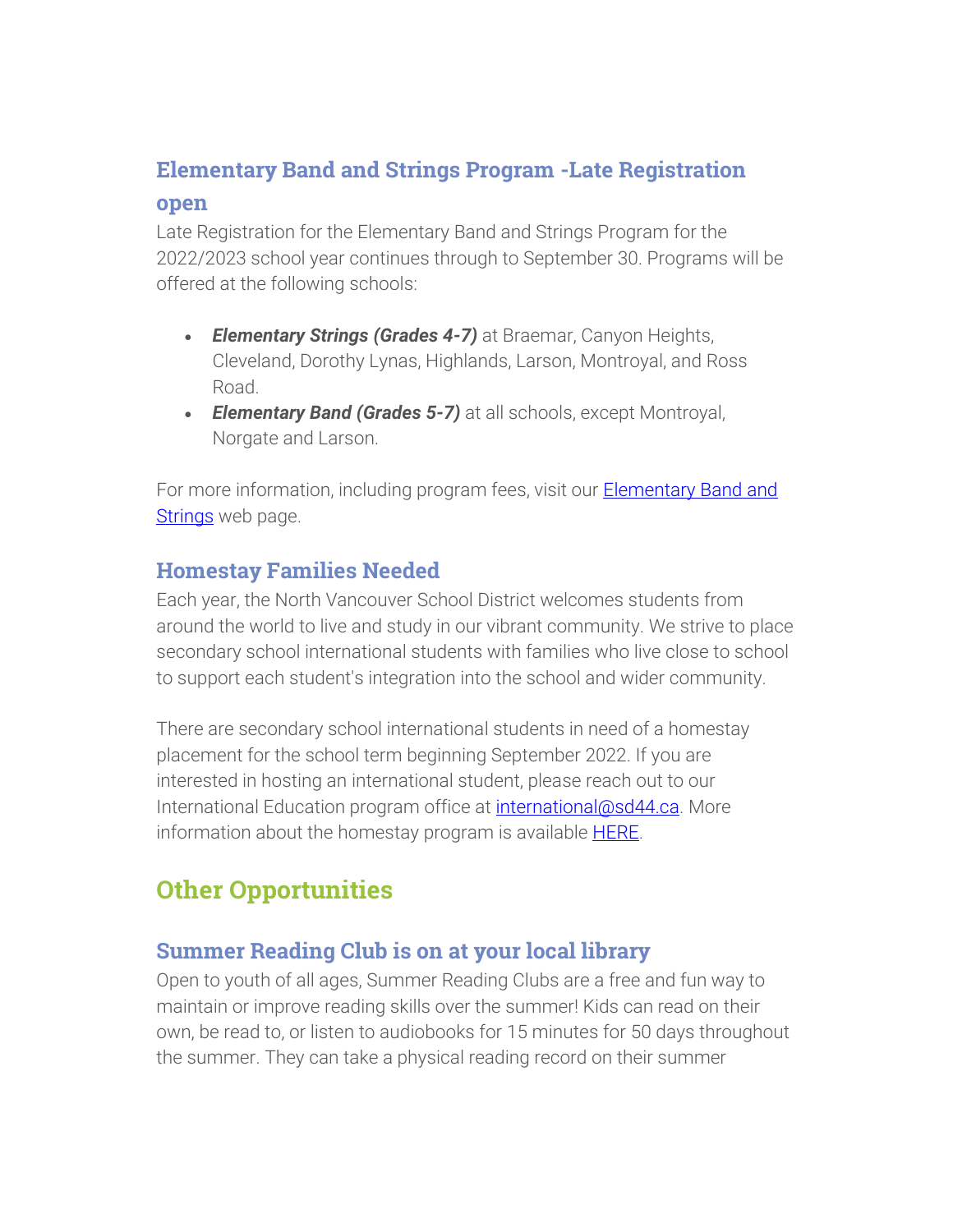### Elementary Band and Strings Program -Late Registration open

Late Registration for the Elementary Band and Strings Program for the 2022/2023 school year continues through to September 30. Programs will be offered at the following schools:

- ***Elementary Strings (Grades 4-7)*** at Braemar, Canyon Heights, Cleveland, Dorothy Lynas, Highlands, Larson, Montroyal, and Ross Road.
- ***Elementary Band (Grades 5-7)*** at all schools, except Montroyal, Norgate and Larson.

For more information, including program fees, visit our Elementary Band and Strings web page.

### Homestay Families Needed

Each year, the North Vancouver School District welcomes students from around the world to live and study in our vibrant community. We strive to place secondary school international students with families who live close to school to support each student's integration into the school and wider community.

There are secondary school international students in need of a homestay placement for the school term beginning September 2022. If you are interested in hosting an international student, please reach out to our International Education program office at international@sd44.ca. More information about the homestay program is available HERE.

## Other Opportunities

### Summer Reading Club is on at your local library

Open to youth of all ages, Summer Reading Clubs are a free and fun way to maintain or improve reading skills over the summer! Kids can read on their own, be read to, or listen to audiobooks for 15 minutes for 50 days throughout the summer. They can take a physical reading record on their summer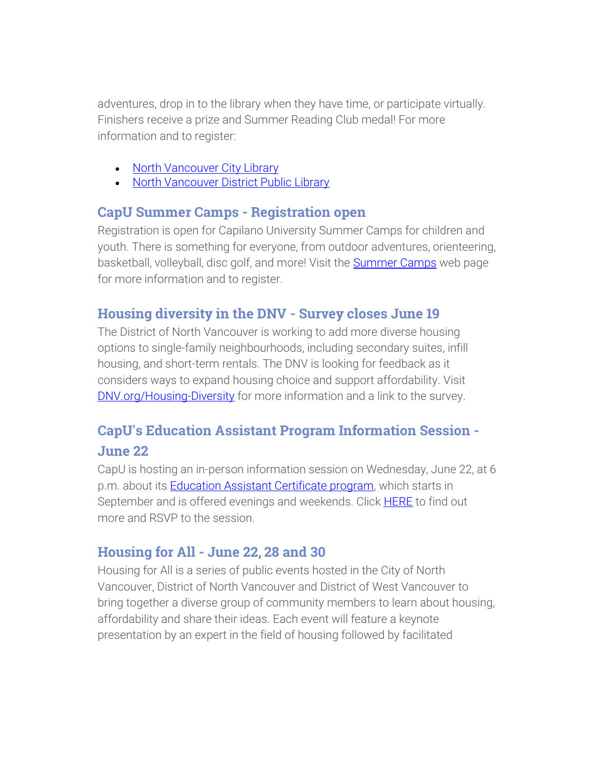adventures, drop in to the library when they have time, or participate virtually. Finishers receive a prize and Summer Reading Club medal! For more information and to register:

- North Vancouver City Library
- North Vancouver District Public Library

### CapU Summer Camps - Registration open

Registration is open for Capilano University Summer Camps for children and youth. There is something for everyone, from outdoor adventures, orienteering, basketball, volleyball, disc golf, and more! Visit the Summer Camps web page for more information and to register.

### Housing diversity in the DNV - Survey closes June 19

The District of North Vancouver is working to add more diverse housing options to single-family neighbourhoods, including secondary suites, infill housing, and short-term rentals. The DNV is looking for feedback as it considers ways to expand housing choice and support affordability. Visit DNV.org/Housing-Diversity for more information and a link to the survey.

### CapU's Education Assistant Program Information Session - June 22

CapU is hosting an in-person information session on Wednesday, June 22, at 6 p.m. about its Education Assistant Certificate program, which starts in September and is offered evenings and weekends. Click HERE to find out more and RSVP to the session.

### Housing for All - June 22, 28 and 30

Housing for All is a series of public events hosted in the City of North Vancouver, District of North Vancouver and District of West Vancouver to bring together a diverse group of community members to learn about housing, affordability and share their ideas. Each event will feature a keynote presentation by an expert in the field of housing followed by facilitated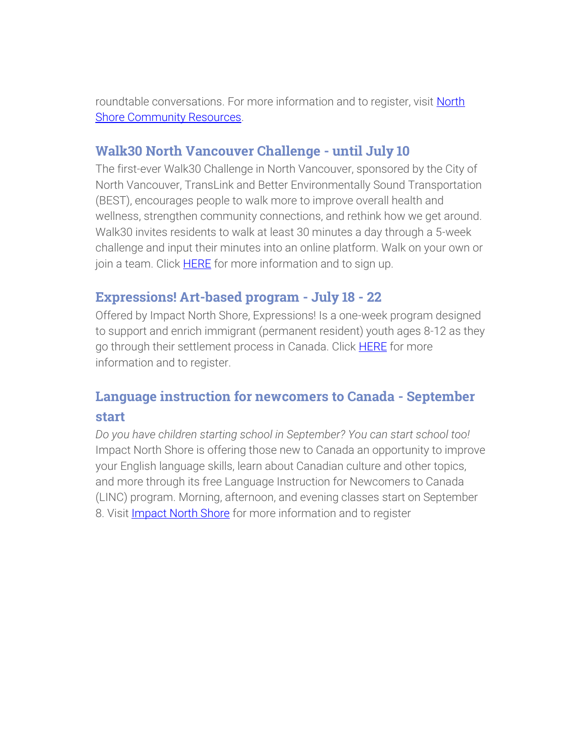roundtable conversations. For more information and to register, visit North Shore Community Resources.

### Walk30 North Vancouver Challenge - until July 10

The first-ever Walk30 Challenge in North Vancouver, sponsored by the City of North Vancouver, TransLink and Better Environmentally Sound Transportation (BEST), encourages people to walk more to improve overall health and wellness, strengthen community connections, and rethink how we get around. Walk30 invites residents to walk at least 30 minutes a day through a 5-week challenge and input their minutes into an online platform. Walk on your own or join a team. Click HERE for more information and to sign up.

### Expressions! Art-based program - July 18 - 22

Offered by Impact North Shore, Expressions! Is a one-week program designed to support and enrich immigrant (permanent resident) youth ages 8-12 as they go through their settlement process in Canada. Click HERE for more information and to register.

### Language instruction for newcomers to Canada - September start

*Do you have children starting school in September? You can start school too!* Impact North Shore is offering those new to Canada an opportunity to improve your English language skills, learn about Canadian culture and other topics, and more through its free Language Instruction for Newcomers to Canada (LINC) program. Morning, afternoon, and evening classes start on September 8. Visit Impact North Shore for more information and to register